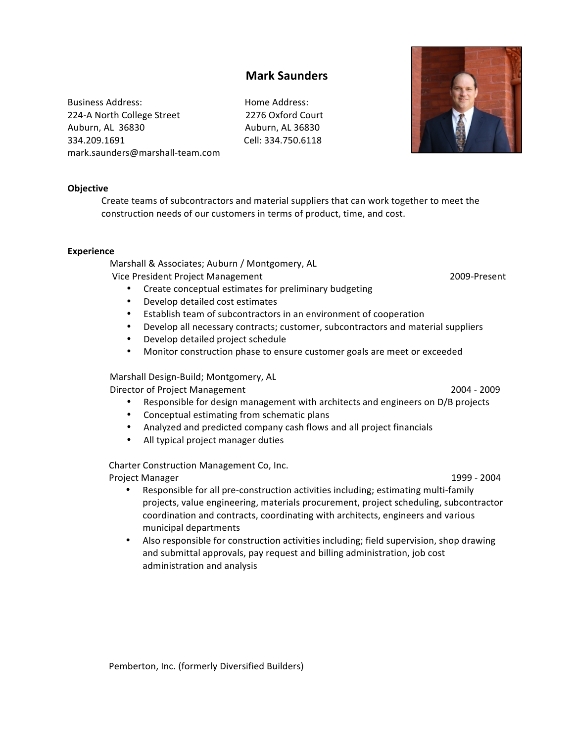# Mark Saunders

Business Address:
224-A North College Street
Auburn, AL 36830
334.209.1691
mark.saunders@marshall-team.com

Home Address:
2276 Oxford Court
Auburn, AL 36830
Cell: 334.750.6118

**Objective**

Create teams of subcontractors and material suppliers that can work together to meet the construction needs of our customers in terms of product, time, and cost.

**Experience**

Marshall & Associates; Auburn / Montgomery, AL
Vice President Project Management — 2009-Present

- Create conceptual estimates for preliminary budgeting
- Develop detailed cost estimates
- Establish team of subcontractors in an environment of cooperation
- Develop all necessary contracts; customer, subcontractors and material suppliers
- Develop detailed project schedule
- Monitor construction phase to ensure customer goals are meet or exceeded

Marshall Design-Build; Montgomery, AL
Director of Project Management — 2004 - 2009

- Responsible for design management with architects and engineers on D/B projects
- Conceptual estimating from schematic plans
- Analyzed and predicted company cash flows and all project financials
- All typical project manager duties

Charter Construction Management Co, Inc.
Project Manager — 1999 - 2004

- Responsible for all pre-construction activities including; estimating multi-family projects, value engineering, materials procurement, project scheduling, subcontractor coordination and contracts, coordinating with architects, engineers and various municipal departments
- Also responsible for construction activities including; field supervision, shop drawing and submittal approvals, pay request and billing administration, job cost administration and analysis

Pemberton, Inc. (formerly Diversified Builders)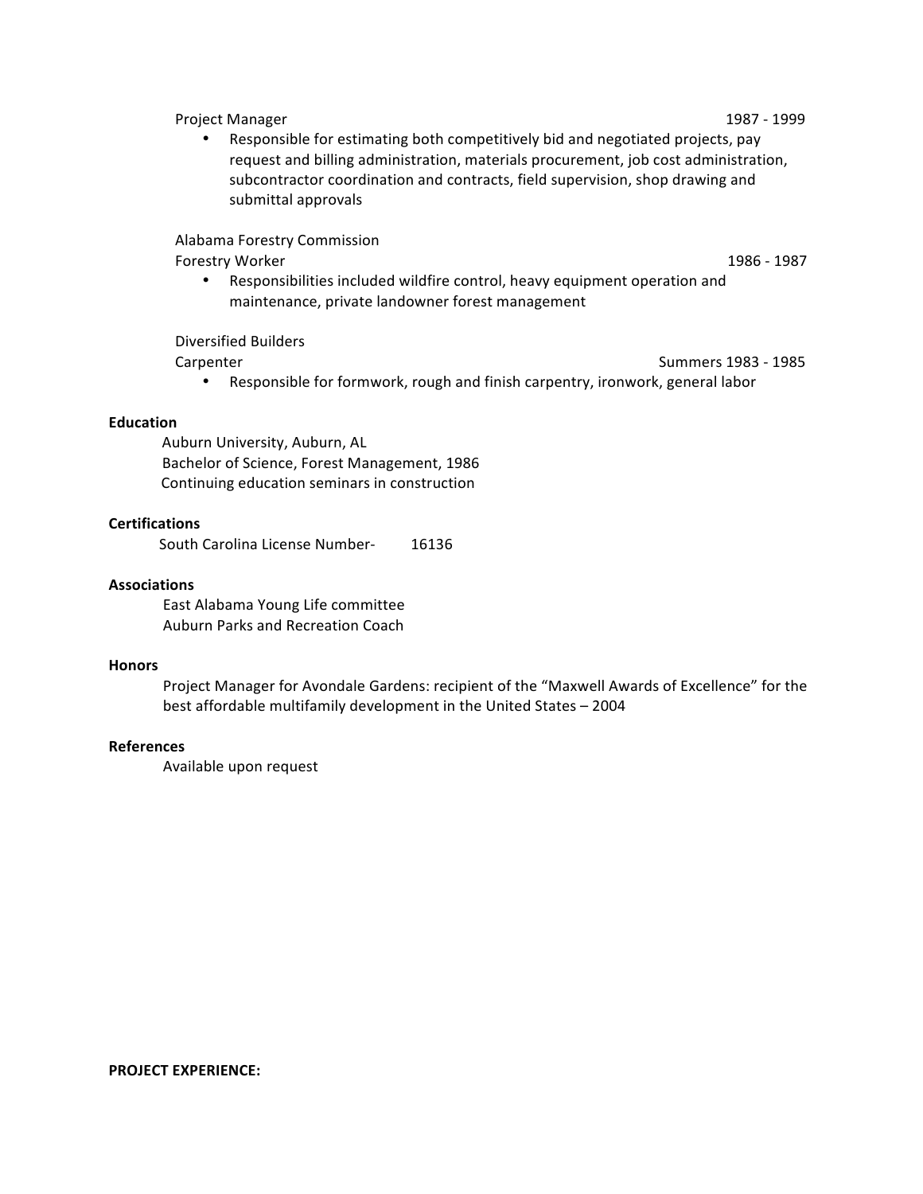Project Manager 1987 - 1999

- Responsible for estimating both competitively bid and negotiated projects, pay request and billing administration, materials procurement, job cost administration, subcontractor coordination and contracts, field supervision, shop drawing and submittal approvals

Alabama Forestry Commission
Forestry Worker 1986 - 1987

- Responsibilities included wildfire control, heavy equipment operation and maintenance, private landowner forest management

Diversified Builders
Carpenter Summers 1983 - 1985

- Responsible for formwork, rough and finish carpentry, ironwork, general labor

**Education**

Auburn University, Auburn, AL
Bachelor of Science, Forest Management, 1986
Continuing education seminars in construction

**Certifications**

South Carolina License Number- 16136

**Associations**

East Alabama Young Life committee
Auburn Parks and Recreation Coach

**Honors**

Project Manager for Avondale Gardens: recipient of the "Maxwell Awards of Excellence" for the best affordable multifamily development in the United States – 2004

**References**

Available upon request

**PROJECT EXPERIENCE:**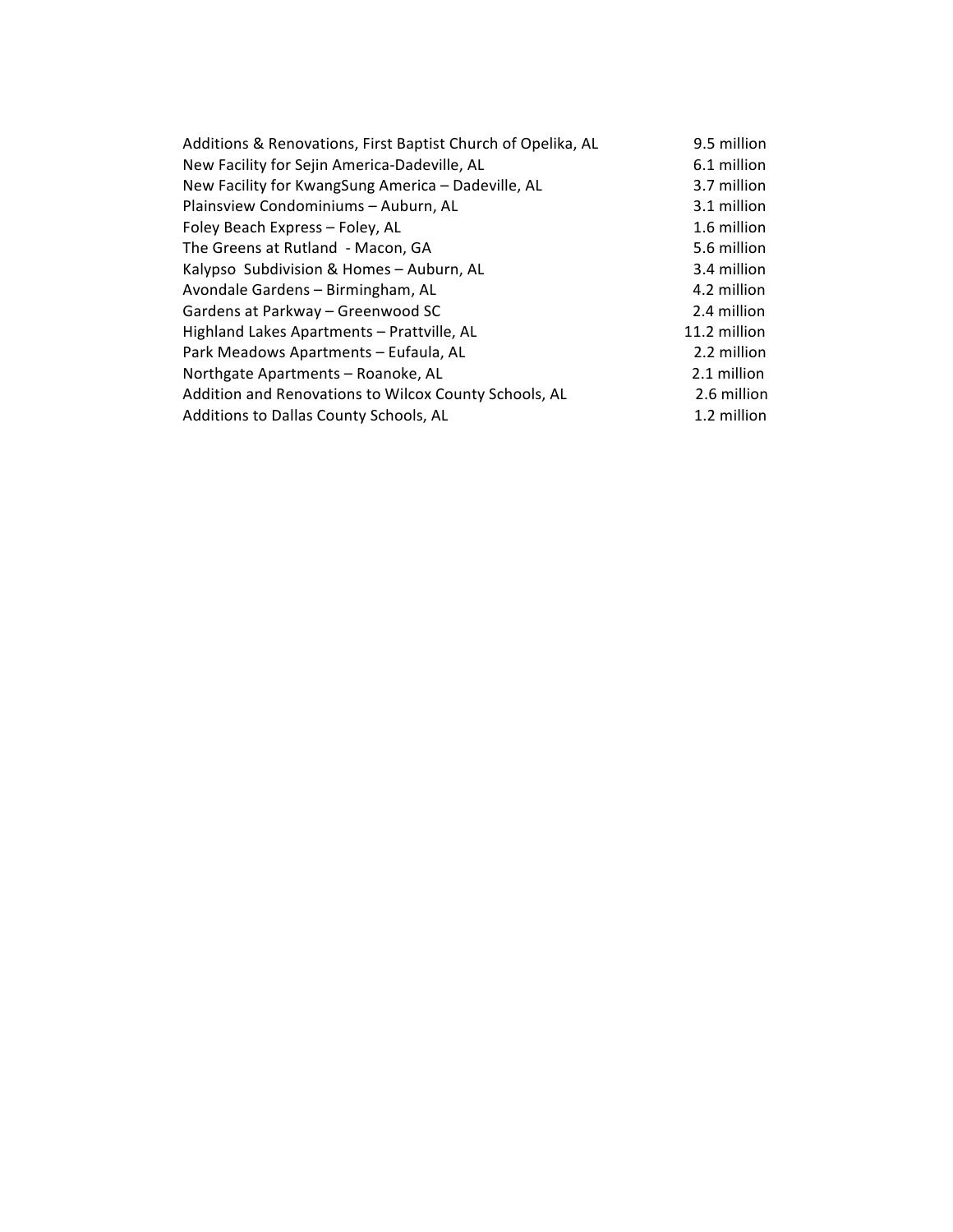| | |
|---|---|
| Additions & Renovations, First Baptist Church of Opelika, AL | 9.5 million |
| New Facility for Sejin America-Dadeville, AL | 6.1 million |
| New Facility for KwangSung America – Dadeville, AL | 3.7 million |
| Plainsview Condominiums – Auburn, AL | 3.1 million |
| Foley Beach Express – Foley, AL | 1.6 million |
| The Greens at Rutland - Macon, GA | 5.6 million |
| Kalypso Subdivision & Homes – Auburn, AL | 3.4 million |
| Avondale Gardens – Birmingham, AL | 4.2 million |
| Gardens at Parkway – Greenwood SC | 2.4 million |
| Highland Lakes Apartments – Prattville, AL | 11.2 million |
| Park Meadows Apartments – Eufaula, AL | 2.2 million |
| Northgate Apartments – Roanoke, AL | 2.1 million |
| Addition and Renovations to Wilcox County Schools, AL | 2.6 million |
| Additions to Dallas County Schools, AL | 1.2 million |